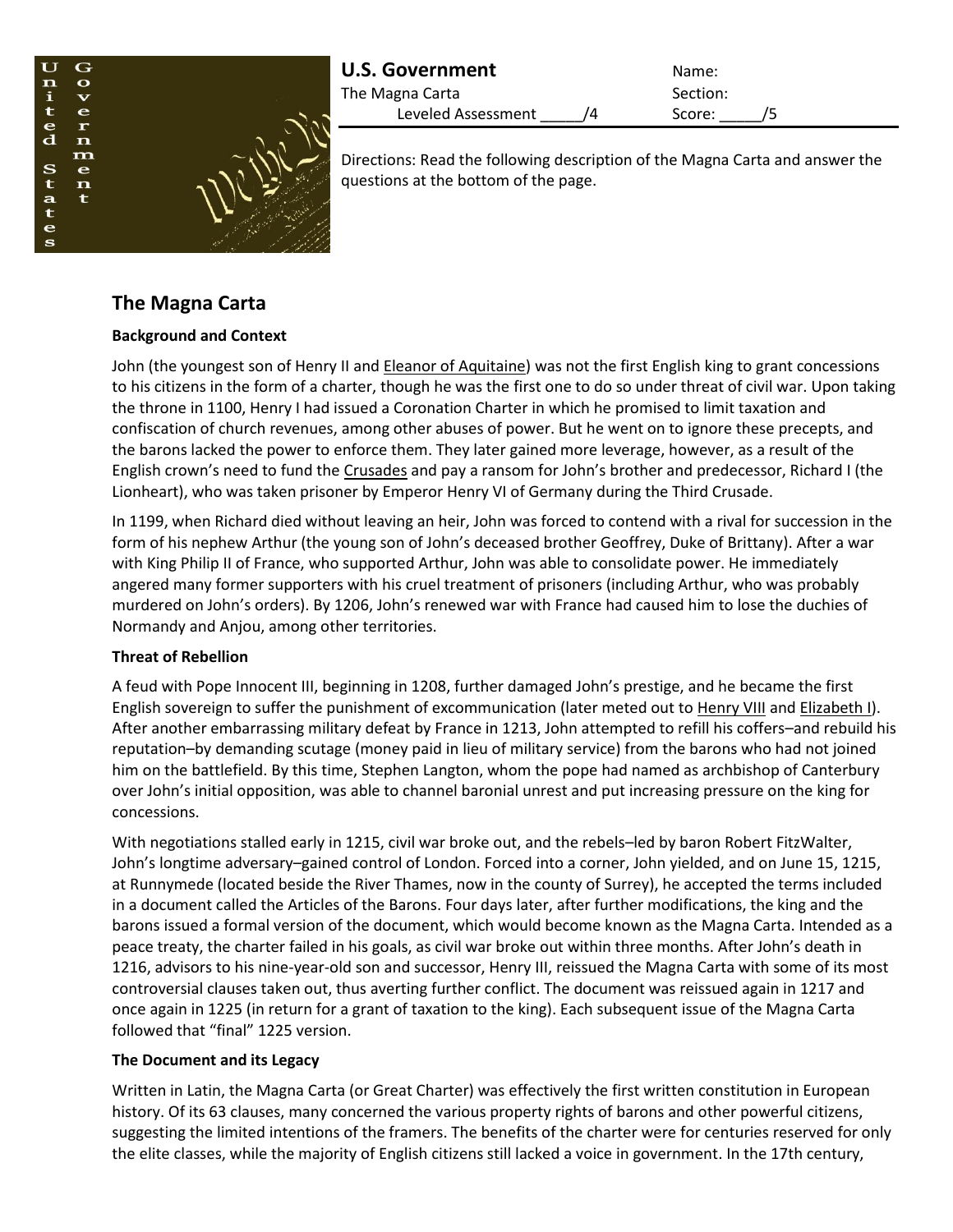**U.S. Government**
The Magna Carta
Leveled Assessment _____/4

Name:
Section:
Score: _____/5

Directions: Read the following description of the Magna Carta and answer the questions at the bottom of the page.

## The Magna Carta

### Background and Context

John (the youngest son of Henry II and Eleanor of Aquitaine) was not the first English king to grant concessions to his citizens in the form of a charter, though he was the first one to do so under threat of civil war. Upon taking the throne in 1100, Henry I had issued a Coronation Charter in which he promised to limit taxation and confiscation of church revenues, among other abuses of power. But he went on to ignore these precepts, and the barons lacked the power to enforce them. They later gained more leverage, however, as a result of the English crown's need to fund the Crusades and pay a ransom for John's brother and predecessor, Richard I (the Lionheart), who was taken prisoner by Emperor Henry VI of Germany during the Third Crusade.

In 1199, when Richard died without leaving an heir, John was forced to contend with a rival for succession in the form of his nephew Arthur (the young son of John's deceased brother Geoffrey, Duke of Brittany). After a war with King Philip II of France, who supported Arthur, John was able to consolidate power. He immediately angered many former supporters with his cruel treatment of prisoners (including Arthur, who was probably murdered on John's orders). By 1206, John's renewed war with France had caused him to lose the duchies of Normandy and Anjou, among other territories.

### Threat of Rebellion

A feud with Pope Innocent III, beginning in 1208, further damaged John's prestige, and he became the first English sovereign to suffer the punishment of excommunication (later meted out to Henry VIII and Elizabeth I). After another embarrassing military defeat by France in 1213, John attempted to refill his coffers–and rebuild his reputation–by demanding scutage (money paid in lieu of military service) from the barons who had not joined him on the battlefield. By this time, Stephen Langton, whom the pope had named as archbishop of Canterbury over John's initial opposition, was able to channel baronial unrest and put increasing pressure on the king for concessions.

With negotiations stalled early in 1215, civil war broke out, and the rebels–led by baron Robert FitzWalter, John's longtime adversary–gained control of London. Forced into a corner, John yielded, and on June 15, 1215, at Runnymede (located beside the River Thames, now in the county of Surrey), he accepted the terms included in a document called the Articles of the Barons. Four days later, after further modifications, the king and the barons issued a formal version of the document, which would become known as the Magna Carta. Intended as a peace treaty, the charter failed in his goals, as civil war broke out within three months. After John's death in 1216, advisors to his nine-year-old son and successor, Henry III, reissued the Magna Carta with some of its most controversial clauses taken out, thus averting further conflict. The document was reissued again in 1217 and once again in 1225 (in return for a grant of taxation to the king). Each subsequent issue of the Magna Carta followed that "final" 1225 version.

### The Document and its Legacy

Written in Latin, the Magna Carta (or Great Charter) was effectively the first written constitution in European history. Of its 63 clauses, many concerned the various property rights of barons and other powerful citizens, suggesting the limited intentions of the framers. The benefits of the charter were for centuries reserved for only the elite classes, while the majority of English citizens still lacked a voice in government. In the 17th century,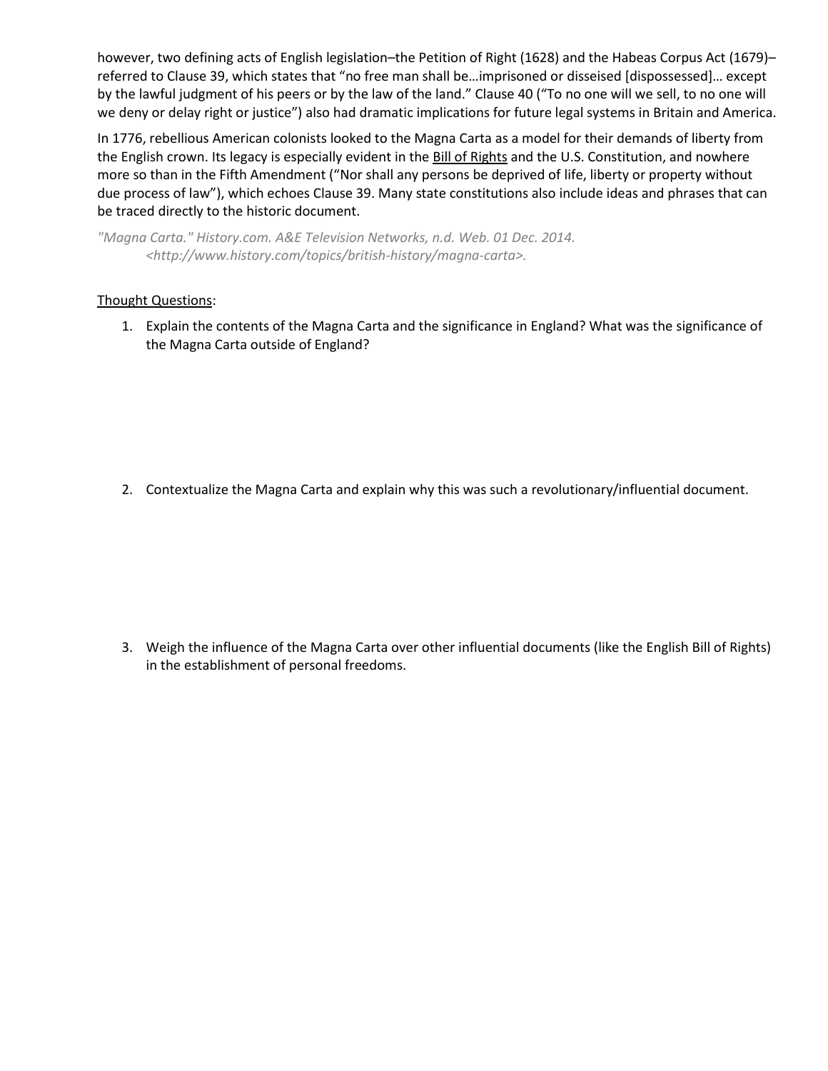however, two defining acts of English legislation–the Petition of Right (1628) and the Habeas Corpus Act (1679)–referred to Clause 39, which states that "no free man shall be…imprisoned or disseised [dispossessed]… except by the lawful judgment of his peers or by the law of the land." Clause 40 ("To no one will we sell, to no one will we deny or delay right or justice") also had dramatic implications for future legal systems in Britain and America.

In 1776, rebellious American colonists looked to the Magna Carta as a model for their demands of liberty from the English crown. Its legacy is especially evident in the Bill of Rights and the U.S. Constitution, and nowhere more so than in the Fifth Amendment ("Nor shall any persons be deprived of life, liberty or property without due process of law"), which echoes Clause 39. Many state constitutions also include ideas and phrases that can be traced directly to the historic document.

*"Magna Carta." History.com. A&E Television Networks, n.d. Web. 01 Dec. 2014. <http://www.history.com/topics/british-history/magna-carta>.*

Thought Questions:

1. Explain the contents of the Magna Carta and the significance in England? What was the significance of the Magna Carta outside of England?

2. Contextualize the Magna Carta and explain why this was such a revolutionary/influential document.

3. Weigh the influence of the Magna Carta over other influential documents (like the English Bill of Rights) in the establishment of personal freedoms.